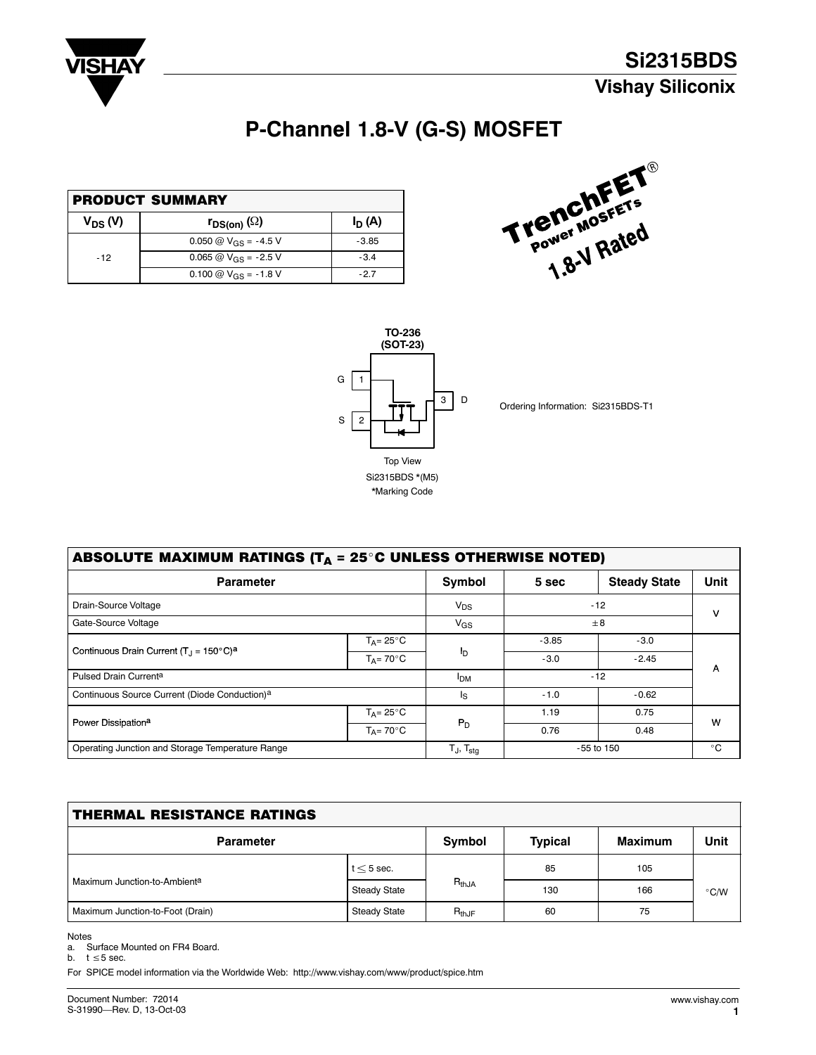# Si2315BDS

## Vishay Siliconix

# P-Channel 1.8-V (G-S) MOSFET

| PRODUCT SUMMARY | | |
|---|---|---|
| $V_{DS}$ (V) | $r_{DS(on)}$ (Ω) | $I_D$ (A) |
| -12 | 0.050 @ $V_{GS}$ = -4.5 V | -3.85 |
| | 0.065 @ $V_{GS}$ = -2.5 V | -3.4 |
| | 0.100 @ $V_{GS}$ = -1.8 V | -2.7 |

TrenchFET® Power MOSFETs
1.8-V Rated

TO-236 (SOT-23)

G 1
S 2
3 D

Top View
Si2315BDS *(M5)
*Marking Code

Ordering Information: Si2315BDS-T1

| ABSOLUTE MAXIMUM RATINGS ($T_A$ = 25°C UNLESS OTHERWISE NOTED) | | | | | |
|---|---|---|---|---|---|
| Parameter | | Symbol | 5 sec | Steady State | Unit |
| Drain-Source Voltage | | $V_{DS}$ | -12 | | V |
| Gate-Source Voltage | | $V_{GS}$ | ±8 | | V |
| Continuous Drain Current ($T_J$ = 150°C)[a] | $T_A$= 25°C | $I_D$ | -3.85 | -3.0 | A |
| | $T_A$= 70°C | | -3.0 | -2.45 | A |
| Pulsed Drain Current[a] | | $I_{DM}$ | -12 | | A |
| Continuous Source Current (Diode Conduction)[a] | | $I_S$ | -1.0 | -0.62 | A |
| Power Dissipation[a] | $T_A$= 25°C | $P_D$ | 1.19 | 0.75 | W |
| | $T_A$= 70°C | | 0.76 | 0.48 | W |
| Operating Junction and Storage Temperature Range | | $T_J$, $T_{stg}$ | -55 to 150 | | °C |

| THERMAL RESISTANCE RATINGS | | | | | |
|---|---|---|---|---|---|
| Parameter | | Symbol | Typical | Maximum | Unit |
| Maximum Junction-to-Ambient[a] | t ≤ 5 sec. | $R_{thJA}$ | 85 | 105 | °C/W |
| | Steady State | | 130 | 166 | °C/W |
| Maximum Junction-to-Foot (Drain) | Steady State | $R_{thJF}$ | 60 | 75 | °C/W |

Notes
a. Surface Mounted on FR4 Board.
b. t ≤ 5 sec.

For SPICE model information via the Worldwide Web: http://www.vishay.com/www/product/spice.htm

Document Number: 72014
S-31990—Rev. D, 13-Oct-03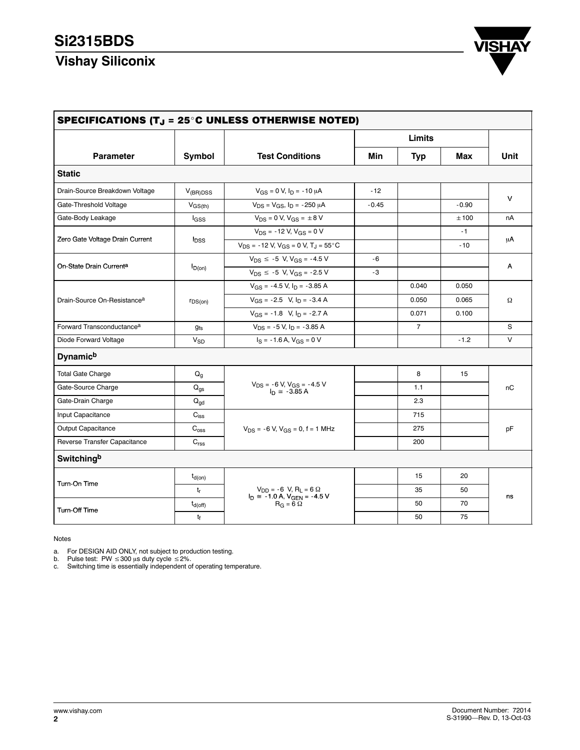## SPECIFICATIONS ($T_J$ = 25°C UNLESS OTHERWISE NOTED)

| Parameter | Symbol | Test Conditions | Limits Min | Limits Typ | Limits Max | Unit |
|---|---|---|---|---|---|---|
| **Static** | | | | | | |
| Drain-Source Breakdown Voltage | $V_{(BR)DSS}$ | $V_{GS}$ = 0 V, $I_D$ = -10 μA | -12 | | | V |
| Gate-Threshold Voltage | $V_{GS(th)}$ | $V_{DS} = V_{GS}$, $I_D$ = -250 μA | -0.45 | | -0.90 | V |
| Gate-Body Leakage | $I_{GSS}$ | $V_{DS}$ = 0 V, $V_{GS}$ = ±8 V | | | ±100 | nA |
| Zero Gate Voltage Drain Current | $I_{DSS}$ | $V_{DS}$ = -12 V, $V_{GS}$ = 0 V | | | -1 | μA |
| | | $V_{DS}$ = -12 V, $V_{GS}$ = 0 V, $T_J$ = 55°C | | | -10 | |
| On-State Drain Current[a] | $I_{D(on)}$ | $V_{DS}$ ≤ -5 V, $V_{GS}$ = -4.5 V | -6 | | | A |
| | | $V_{DS}$ ≤ -5 V, $V_{GS}$ = -2.5 V | -3 | | | |
| Drain-Source On-Resistance[a] | $r_{DS(on)}$ | $V_{GS}$ = -4.5 V, $I_D$ = -3.85 A | | 0.040 | 0.050 | Ω |
| | | $V_{GS}$ = -2.5 V, $I_D$ = -3.4 A | | 0.050 | 0.065 | |
| | | $V_{GS}$ = -1.8 V, $I_D$ = -2.7 A | | 0.071 | 0.100 | |
| Forward Transconductance[a] | $g_{fs}$ | $V_{DS}$ = -5 V, $I_D$ = -3.85 A | | 7 | | S |
| Diode Forward Voltage | $V_{SD}$ | $I_S$ = -1.6 A, $V_{GS}$ = 0 V | | | -1.2 | V |
| **Dynamic[b]** | | | | | | |
| Total Gate Charge | $Q_g$ | $V_{DS}$ = -6 V, $V_{GS}$ = -4.5 V, $I_D$ ≅ -3.85 A | | 8 | 15 | nC |
| Gate-Source Charge | $Q_{gs}$ | | | 1.1 | | |
| Gate-Drain Charge | $Q_{gd}$ | | | 2.3 | | |
| Input Capacitance | $C_{iss}$ | $V_{DS}$ = -6 V, $V_{GS}$ = 0, f = 1 MHz | | 715 | | pF |
| Output Capacitance | $C_{oss}$ | | | 275 | | |
| Reverse Transfer Capacitance | $C_{rss}$ | | | 200 | | |
| **Switching[b]** | | | | | | |
| Turn-On Time | $t_{d(on)}$ | $V_{DD}$ = -6 V, $R_L$ = 6 Ω, $I_D$ ≅ -1.0 A, $V_{GEN}$ = -4.5 V, $R_G$ = 6 Ω | | 15 | 20 | ns |
| | $t_r$ | | | 35 | 50 | |
| Turn-Off Time | $t_{d(off)}$ | | | 50 | 70 | |
| | $t_f$ | | | 50 | 75 | |

Notes

a. For DESIGN AID ONLY, not subject to production testing.
b. Pulse test: PW ≤300 μs duty cycle ≤2%.
c. Switching time is essentially independent of operating temperature.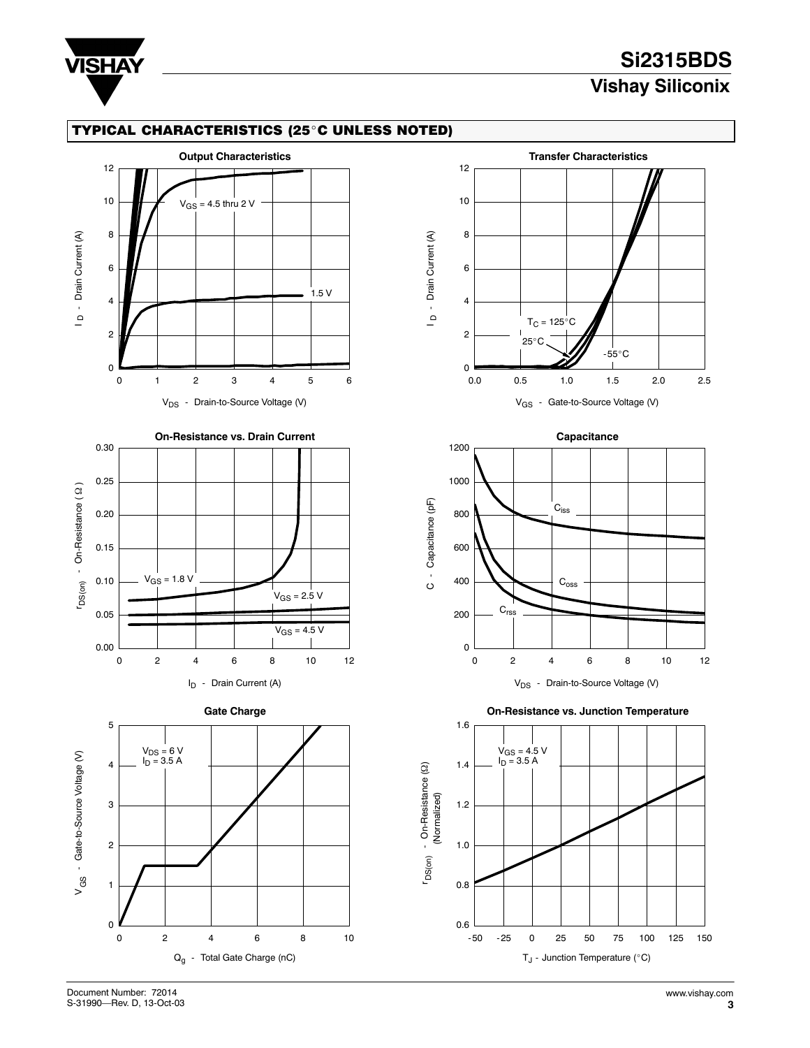## TYPICAL CHARACTERISTICS (25°C UNLESS NOTED)

**Output Characteristics**

$V_{GS}$ = 4.5 thru 2 V

1.5 V

$I_D$ - Drain Current (A)

$V_{DS}$ - Drain-to-Source Voltage (V)

**Transfer Characteristics**

$T_C$ = 125°C

25°C

-55°C

$I_D$ - Drain Current (A)

$V_{GS}$ - Gate-to-Source Voltage (V)

**On-Resistance vs. Drain Current**

$V_{GS}$ = 1.8 V

$V_{GS}$ = 2.5 V

$V_{GS}$ = 4.5 V

$r_{DS(on)}$ - On-Resistance ( Ω )

$I_D$ - Drain Current (A)

**Capacitance**

$C_{iss}$

$C_{oss}$

$C_{rss}$

C - Capacitance (pF)

$V_{DS}$ - Drain-to-Source Voltage (V)

**Gate Charge**

$V_{DS}$ = 6 V
$I_D$ = 3.5 A

$V_{GS}$ - Gate-to-Source Voltage (V)

$Q_g$ - Total Gate Charge (nC)

**On-Resistance vs. Junction Temperature**

$V_{GS}$ = 4.5 V
$I_D$ = 3.5 A

$r_{DS(on)}$ - On-Resistance (Ω) (Normalized)

$T_J$ - Junction Temperature (°C)

Document Number: 72014
S-31990—Rev. D, 13-Oct-03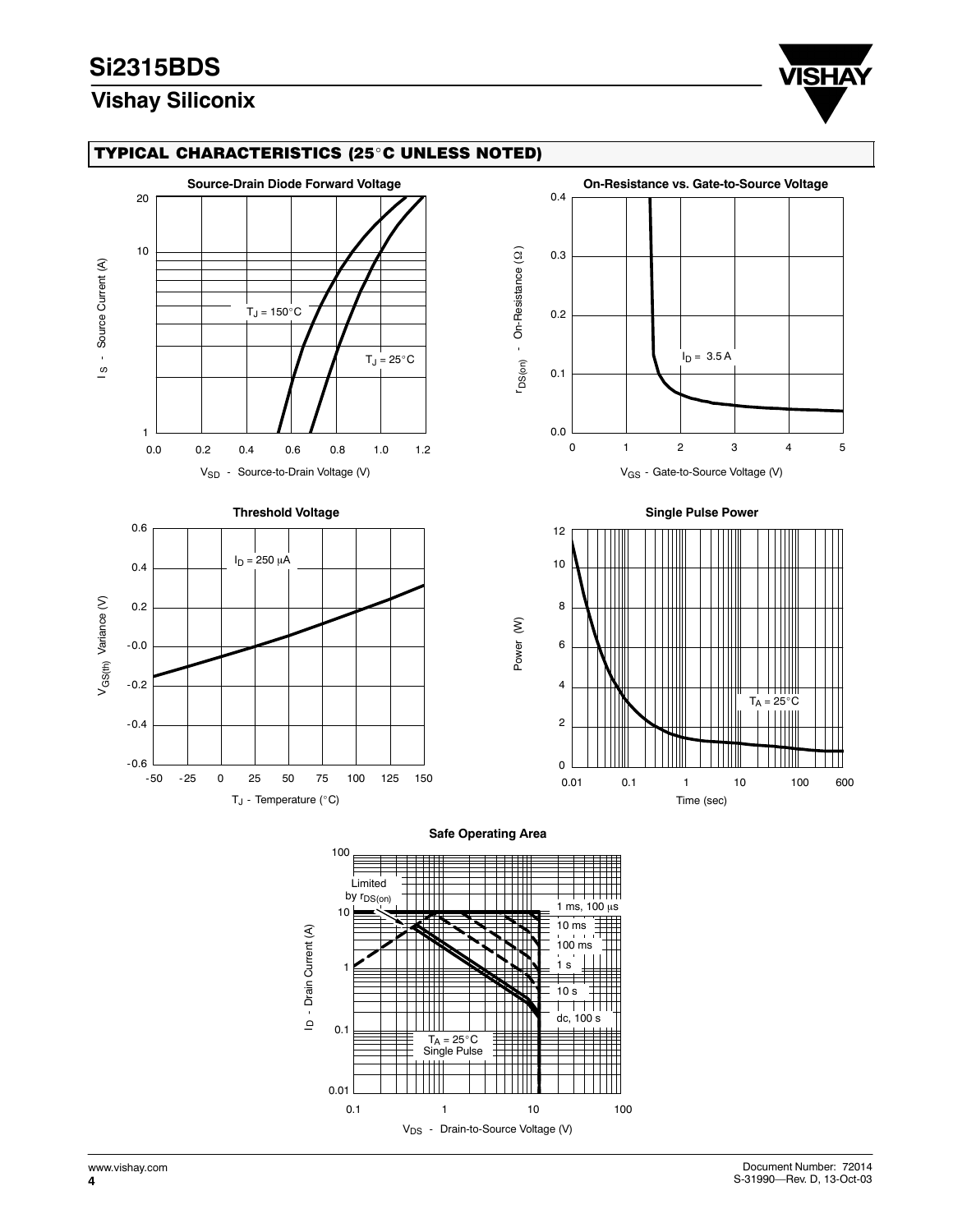## TYPICAL CHARACTERISTICS (25°C UNLESS NOTED)

**Source-Drain Diode Forward Voltage**

$I_S$ - Source Current (A)

$T_J = 150°C$

$T_J = 25°C$

$V_{SD}$ - Source-to-Drain Voltage (V)

**On-Resistance vs. Gate-to-Source Voltage**

$r_{DS(on)}$ - On-Resistance (Ω)

$I_D = 3.5$ A

$V_{GS}$ - Gate-to-Source Voltage (V)

**Threshold Voltage**

$V_{GS(th)}$ Variance (V)

$I_D = 250$ µA

$T_J$ - Temperature (°C)

**Single Pulse Power**

Power (W)

$T_A = 25°C$

Time (sec)

**Safe Operating Area**

$I_D$ - Drain Current (A)

Limited by $r_{DS(on)}$

1 ms, 100 µs

10 ms

100 ms

1 s

10 s

dc, 100 s

$T_A = 25°C$
Single Pulse

$V_{DS}$ - Drain-to-Source Voltage (V)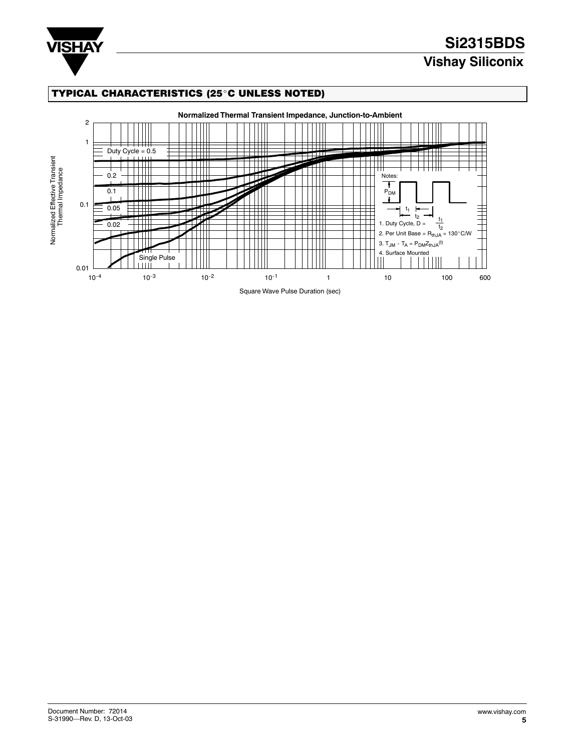## TYPICAL CHARACTERISTICS (25°C UNLESS NOTED)

Normalized Thermal Transient Impedance, Junction-to-Ambient

Normalized Effective Transient Thermal Impedance

2
1
0.1
0.01

Duty Cycle = 0.5
0.2
0.1
0.05
0.02
Single Pulse

$10^{-4}$ $10^{-3}$ $10^{-2}$ $10^{-1}$ 1 10 100 600

Square Wave Pulse Duration (sec)

Notes:

$P_{DM}$

$t_1$

$t_2$

1. Duty Cycle, $D = \frac{t_1}{t_2}$
2. Per Unit Base = $R_{thJA}$ = 130°C/W
3. $T_{JM} - T_A = P_{DM}Z_{thJA}^{(t)}$
4. Surface Mounted

Document Number: 72014
S-31990—Rev. D, 13-Oct-03